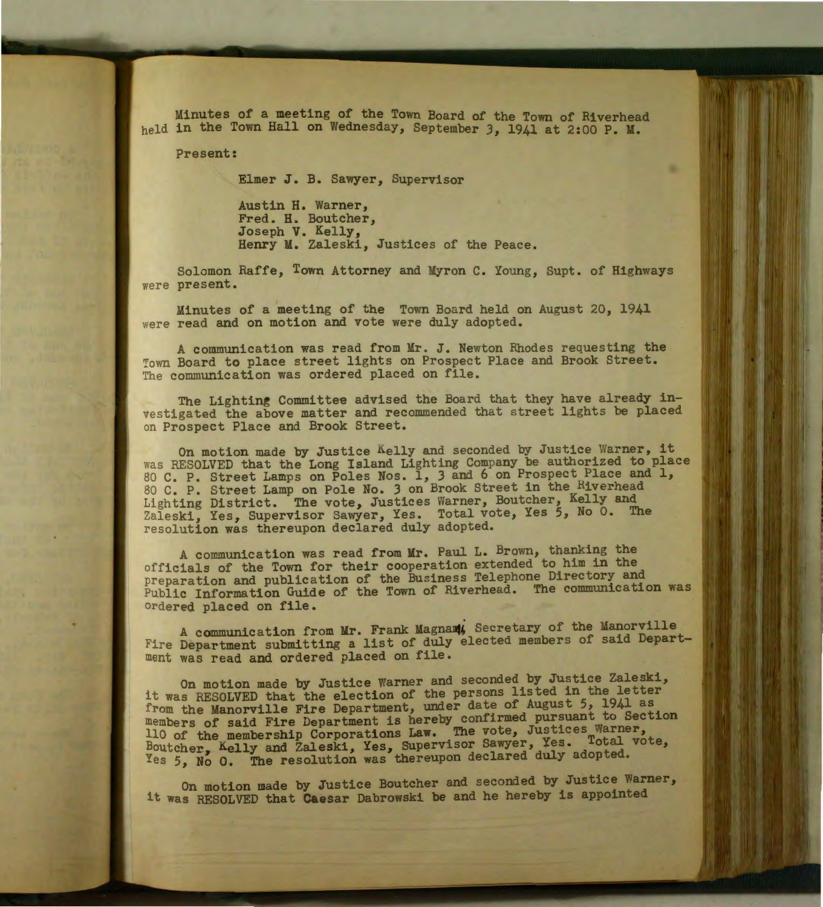Minutes of a meeting of the Town Board of the Town of Riverhead held in the Town Hall on Wednesday, September 3, 1941 at 2:00 P. M.

Present:

Elmer J. B. Sawyer, Supervisor

Austin H. Warner,
Fred. H. Boutcher,
Joseph V. Kelly,
Henry M. Zaleski, Justices of the Peace.

Solomon Raffe, Town Attorney and Myron C. Young, Supt. of Highways were present.

Minutes of a meeting of the Town Board held on August 20, 1941 were read and on motion and vote were duly adopted.

A communication was read from Mr. J. Newton Rhodes requesting the Town Board to place street lights on Prospect Place and Brook Street. The communication was ordered placed on file.

The Lighting Committee advised the Board that they have already investigated the above matter and recommended that street lights be placed on Prospect Place and Brook Street.

On motion made by Justice Kelly and seconded by Justice Warner, it was RESOLVED that the Long Island Lighting Company be authorized to place 80 C. P. Street Lamps on Poles Nos. 1, 3 and 6 on Prospect Place and 1, 80 C. P. Street Lamp on Pole No. 3 on Brook Street in the Riverhead Lighting District. The vote, Justices Warner, Boutcher, Kelly and Zaleski, Yes, Supervisor Sawyer, Yes. Total vote, Yes 5, No 0. The resolution was thereupon declared duly adopted.

A communication was read from Mr. Paul L. Brown, thanking the officials of the Town for their cooperation extended to him in the preparation and publication of the Business Telephone Directory and Public Information Guide of the Town of Riverhead. The communication was ordered placed on file.

A communication from Mr. Frank Magnani, Secretary of the Manorville Fire Department submitting a list of duly elected members of said Department was read and ordered placed on file.

On motion made by Justice Warner and seconded by Justice Zaleski, it was RESOLVED that the election of the persons listed in the letter from the Manorville Fire Department, under date of August 5, 1941 as members of said Fire Department is hereby confirmed pursuant to Section 110 of the membership Corporations Law. The vote, Justices Warner, Boutcher, Kelly and Zaleski, Yes, Supervisor Sawyer, Yes. Total vote, Yes 5, No 0. The resolution was thereupon declared duly adopted.

On motion made by Justice Boutcher and seconded by Justice Warner, it was RESOLVED that Caesar Dabrowski be and he hereby is appointed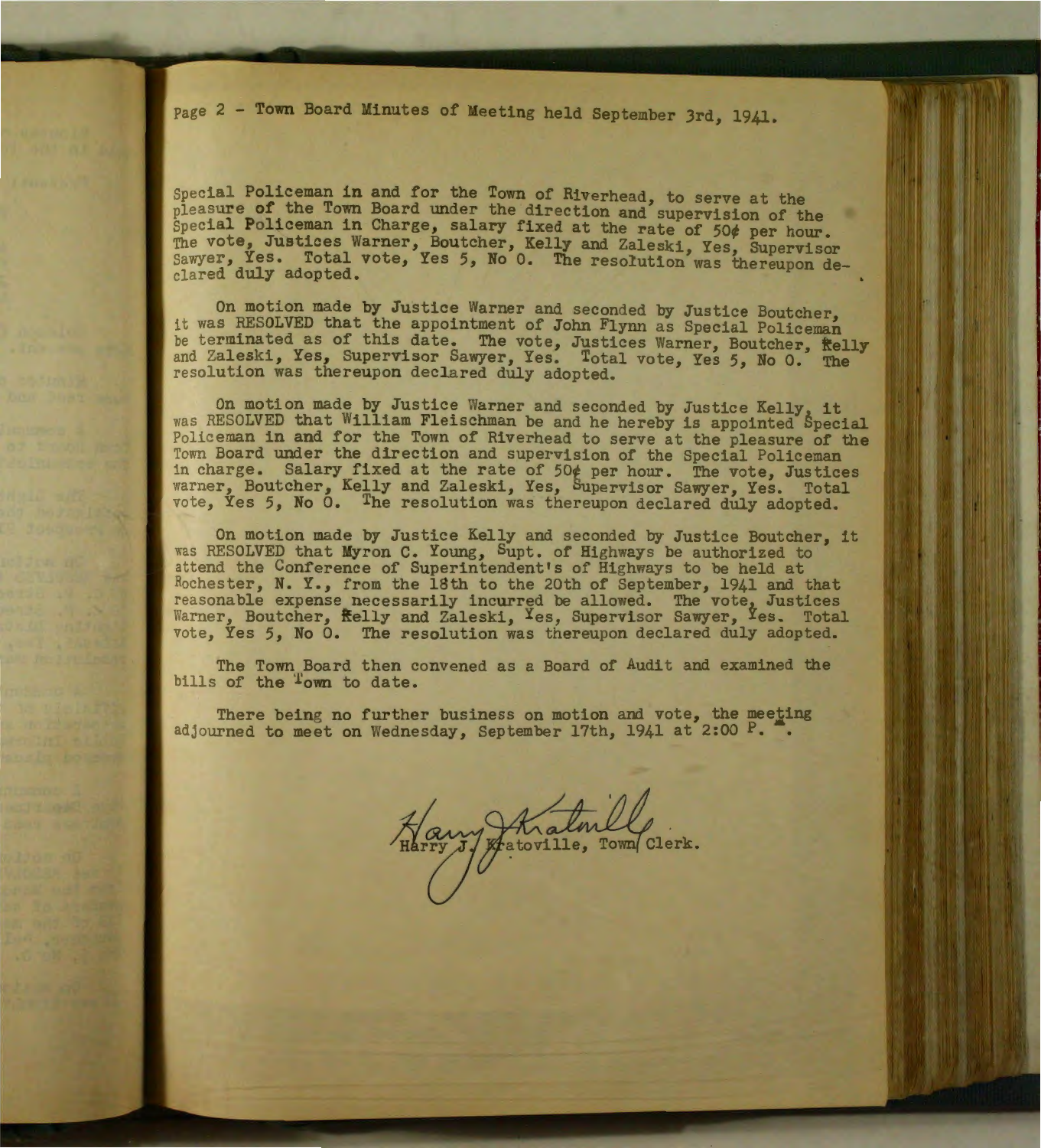Page 2 - Town Board Minutes of Meeting held September 3rd, 1941.

Special Policeman in and for the Town of Riverhead, to serve at the pleasure of the Town Board under the direction and supervision of the Special Policeman in Charge, salary fixed at the rate of 50¢ per hour. The vote, Justices Warner, Boutcher, Kelly and Zaleski, Yes, Supervisor Sawyer, Yes. Total vote, Yes 5, No 0. The resolution was thereupon declared duly adopted.

On motion made by Justice Warner and seconded by Justice Boutcher, it was RESOLVED that the appointment of John Flynn as Special Policeman be terminated as of this date. The vote, Justices Warner, Boutcher, Kelly and Zaleski, Yes, Supervisor Sawyer, Yes. Total vote, Yes 5, No 0. The resolution was thereupon declared duly adopted.

On motion made by Justice Warner and seconded by Justice Kelly, it was RESOLVED that William Fleischman be and he hereby is appointed Special Policeman in and for the Town of Riverhead to serve at the pleasure of the Town Board under the direction and supervision of the Special Policeman in charge. Salary fixed at the rate of 50¢ per hour. The vote, Justices Warner, Boutcher, Kelly and Zaleski, Yes, Supervisor Sawyer, Yes. Total vote, Yes 5, No 0. The resolution was thereupon declared duly adopted.

On motion made by Justice Kelly and seconded by Justice Boutcher, it was RESOLVED that Myron C. Young, Supt. of Highways be authorized to attend the Conference of Superintendent's of Highways to be held at Rochester, N. Y., from the 18th to the 20th of September, 1941 and that reasonable expense necessarily incurred be allowed. The vote, Justices Warner, Boutcher, Kelly and Zaleski, Yes, Supervisor Sawyer, Yes. Total vote, Yes 5, No 0. The resolution was thereupon declared duly adopted.

The Town Board then convened as a Board of Audit and examined the bills of the Town to date.

There being no further business on motion and vote, the meeting adjourned to meet on Wednesday, September 17th, 1941 at 2:00 P. M.

Harry J. Kratoville, Town Clerk.